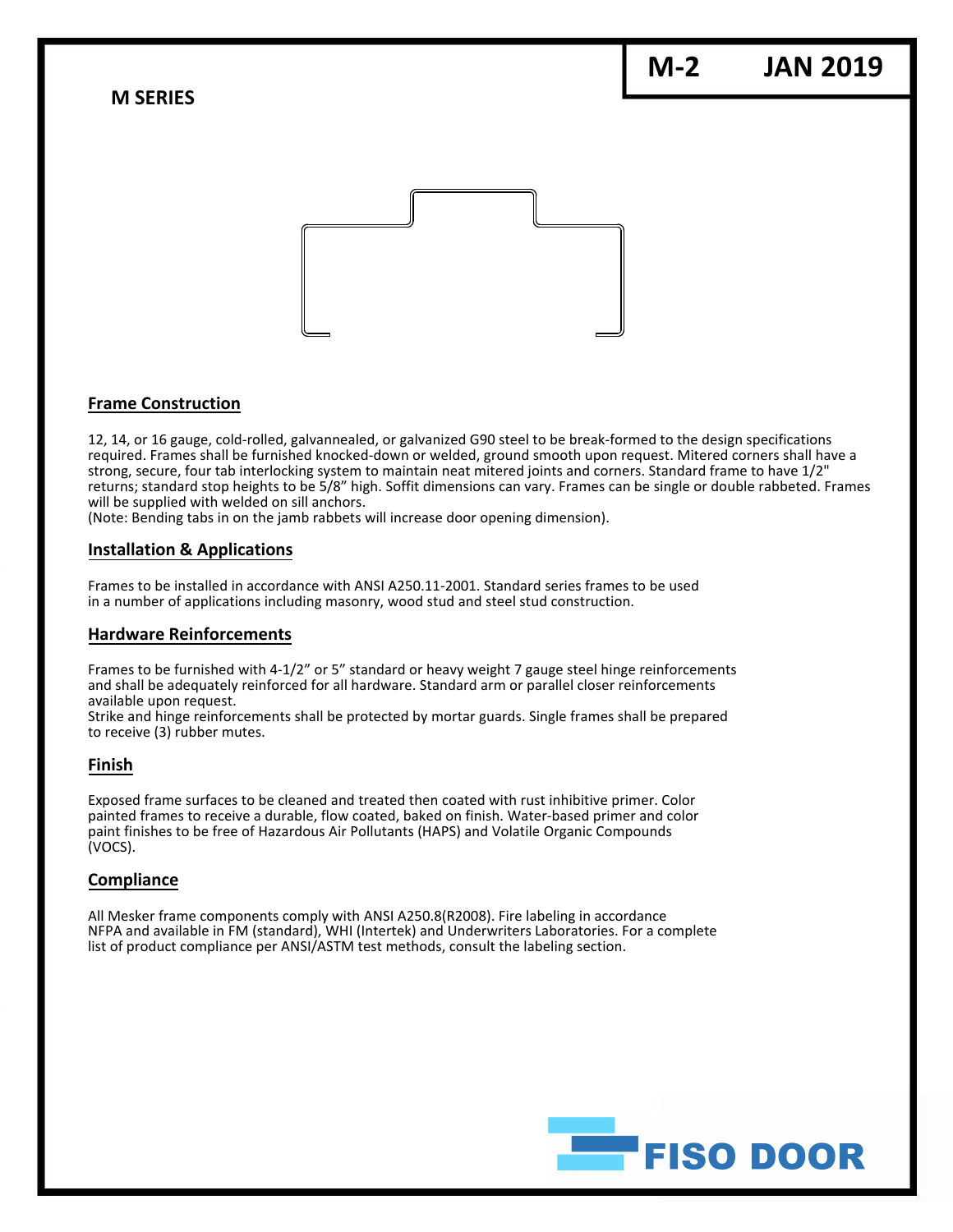# M-2 JAN 2019

## M SERIES

### Frame Construction

12, 14, or 16 gauge, cold-rolled, galvannealed, or galvanized G90 steel to be break-formed to the design specifications required. Frames shall be furnished knocked-down or welded, ground smooth upon request. Mitered corners shall have a strong, secure, four tab interlocking system to maintain neat mitered joints and corners. Standard frame to have 1/2" returns; standard stop heights to be 5/8" high. Soffit dimensions can vary. Frames can be single or double rabbeted. Frames will be supplied with welded on sill anchors.
(Note: Bending tabs in on the jamb rabbets will increase door opening dimension).

### Installation & Applications

Frames to be installed in accordance with ANSI A250.11-2001. Standard series frames to be used in a number of applications including masonry, wood stud and steel stud construction.

### Hardware Reinforcements

Frames to be furnished with 4-1/2" or 5" standard or heavy weight 7 gauge steel hinge reinforcements and shall be adequately reinforced for all hardware. Standard arm or parallel closer reinforcements available upon request.
Strike and hinge reinforcements shall be protected by mortar guards. Single frames shall be prepared to receive (3) rubber mutes.

### Finish

Exposed frame surfaces to be cleaned and treated then coated with rust inhibitive primer. Color painted frames to receive a durable, flow coated, baked on finish. Water-based primer and color paint finishes to be free of Hazardous Air Pollutants (HAPS) and Volatile Organic Compounds (VOCS).

### Compliance

All Mesker frame components comply with ANSI A250.8(R2008). Fire labeling in accordance NFPA and available in FM (standard), WHI (Intertek) and Underwriters Laboratories. For a complete list of product compliance per ANSI/ASTM test methods, consult the labeling section.

FISO DOOR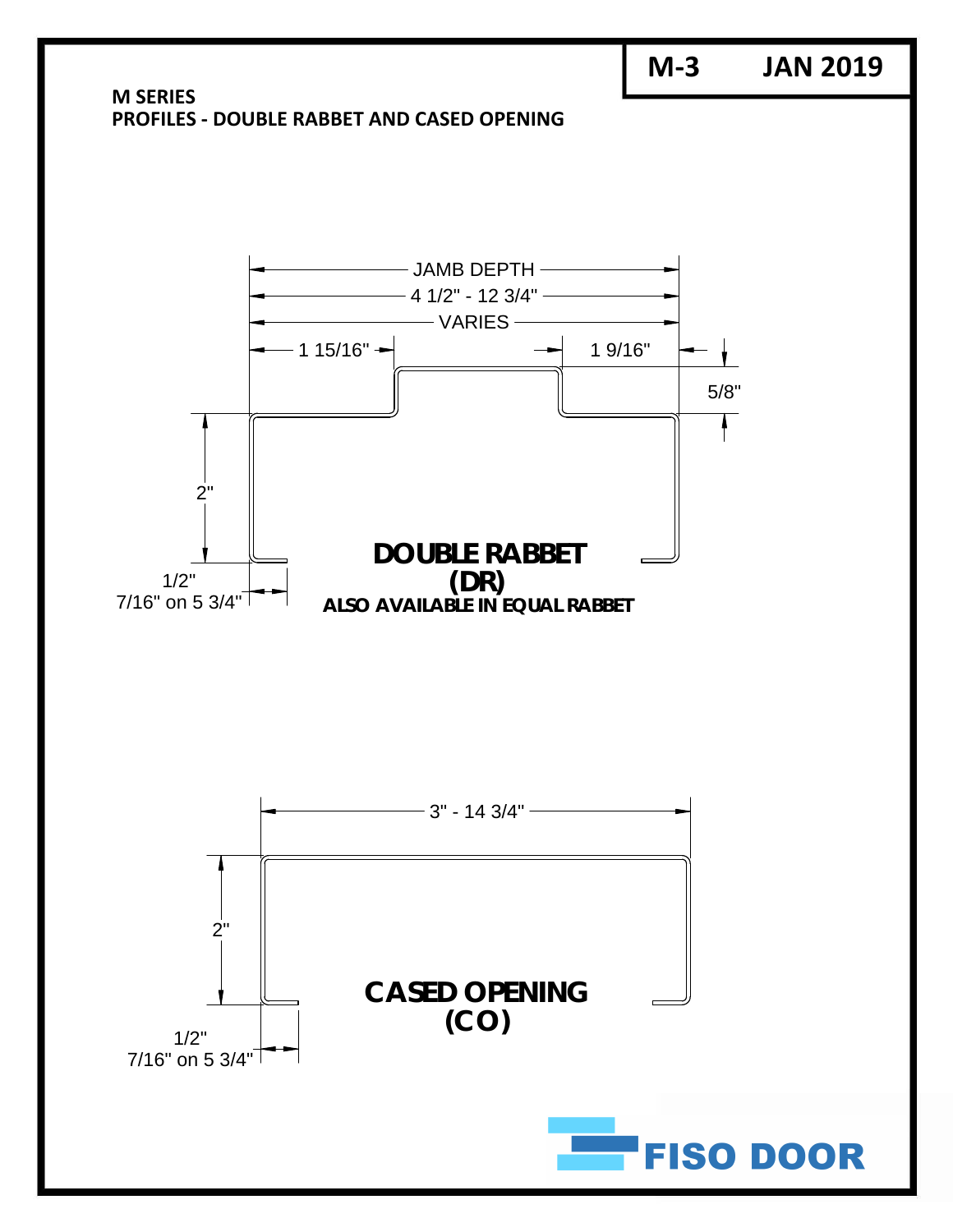M-3 JAN 2019

**M SERIES**
**PROFILES - DOUBLE RABBET AND CASED OPENING**

JAMB DEPTH
4 1/2" - 12 3/4"
VARIES

1 15/16"
1 9/16"
5/8"
2"
1/2"
7/16" on 5 3/4"

**DOUBLE RABBET**
**(DR)**
**ALSO AVAILABLE IN EQUAL RABBET**

3" - 14 3/4"
2"
1/2"
7/16" on 5 3/4"

**CASED OPENING**
**(CO)**

FISO DOOR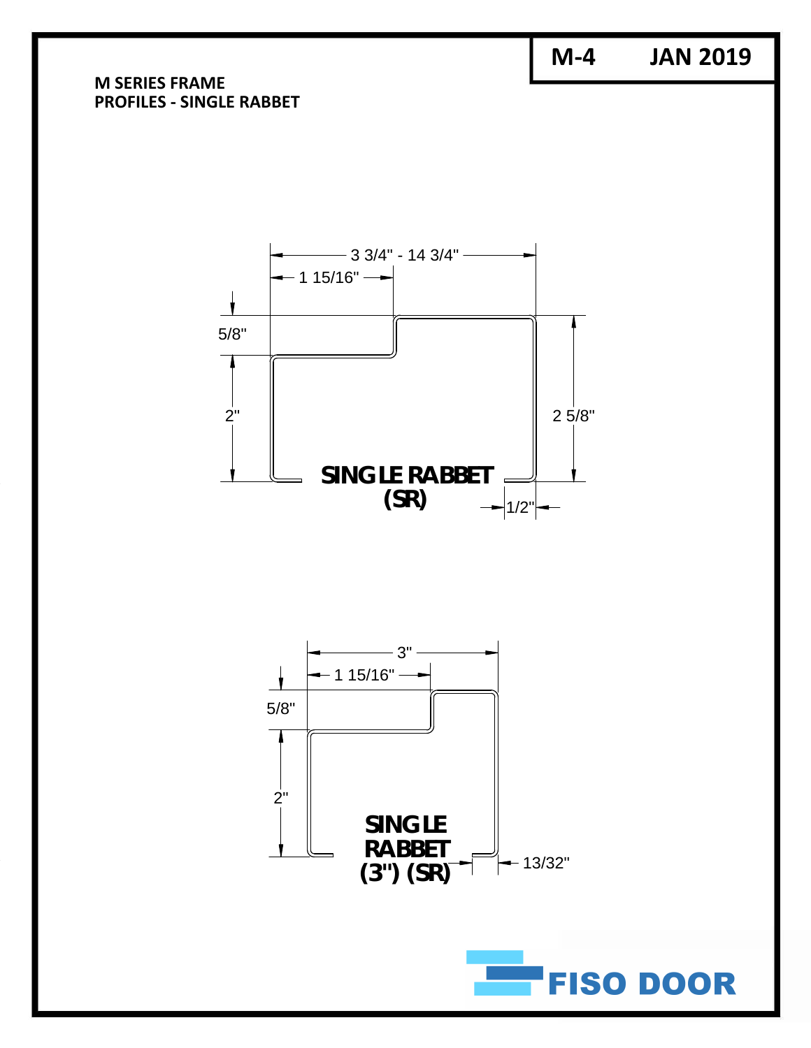M-4 JAN 2019

**M SERIES FRAME**
**PROFILES - SINGLE RABBET**

3 3/4" - 14 3/4"

1 15/16"

5/8"

2"

2 5/8"

**SINGLE RABBET (SR)**

1/2"

3"

1 15/16"

5/8"

2"

**SINGLE RABBET (3") (SR)**

13/32"

FISO DOOR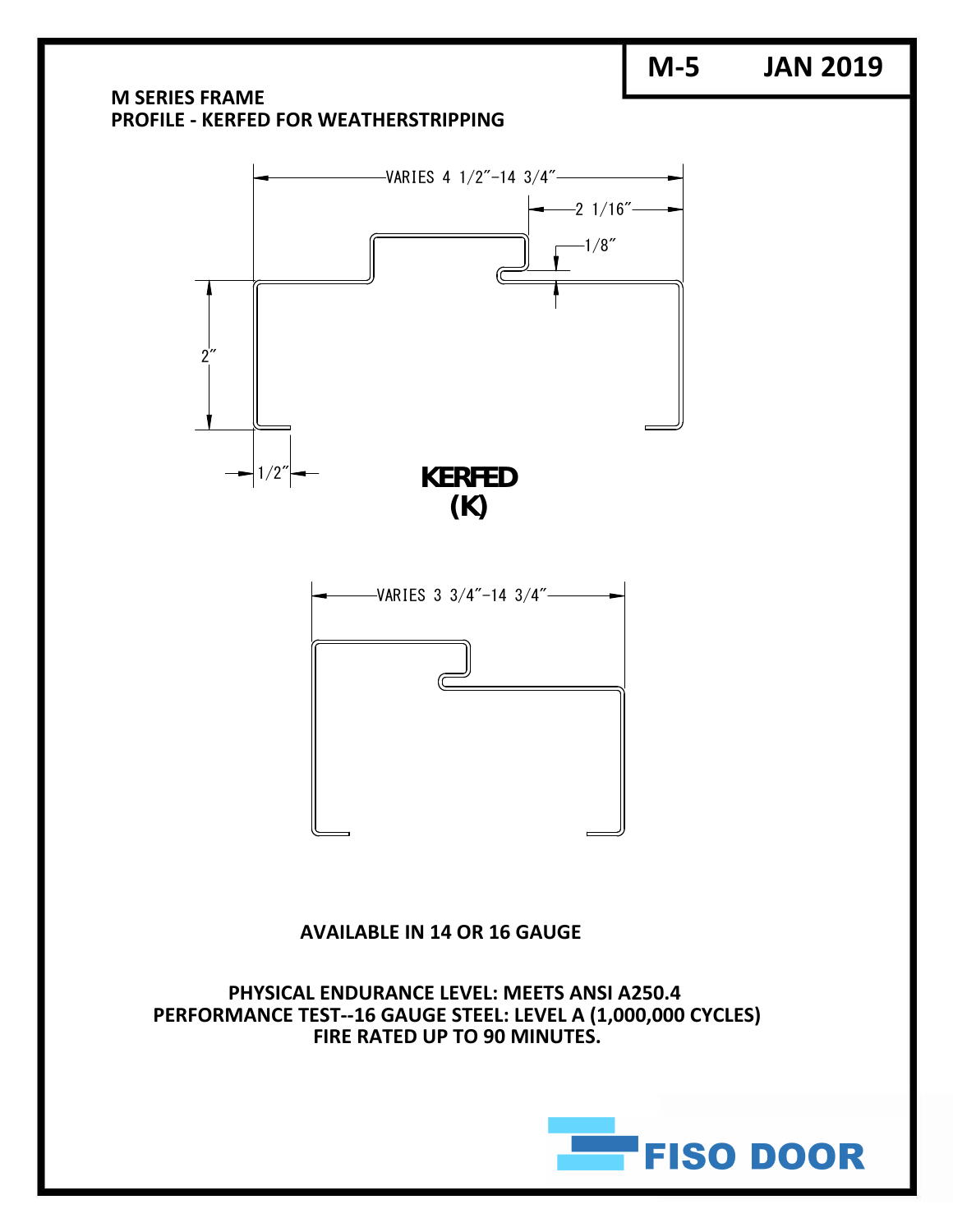M-5 JAN 2019

## M SERIES FRAME
## PROFILE - KERFED FOR WEATHERSTRIPPING

VARIES 4 1/2″-14 3/4″

2 1/16″

1/8″

2″

1/2″

**KERFED**
**(K)**

VARIES 3 3/4″-14 3/4″

**AVAILABLE IN 14 OR 16 GAUGE**

**PHYSICAL ENDURANCE LEVEL: MEETS ANSI A250.4**
**PERFORMANCE TEST--16 GAUGE STEEL: LEVEL A (1,000,000 CYCLES)**
**FIRE RATED UP TO 90 MINUTES.**

FISO DOOR